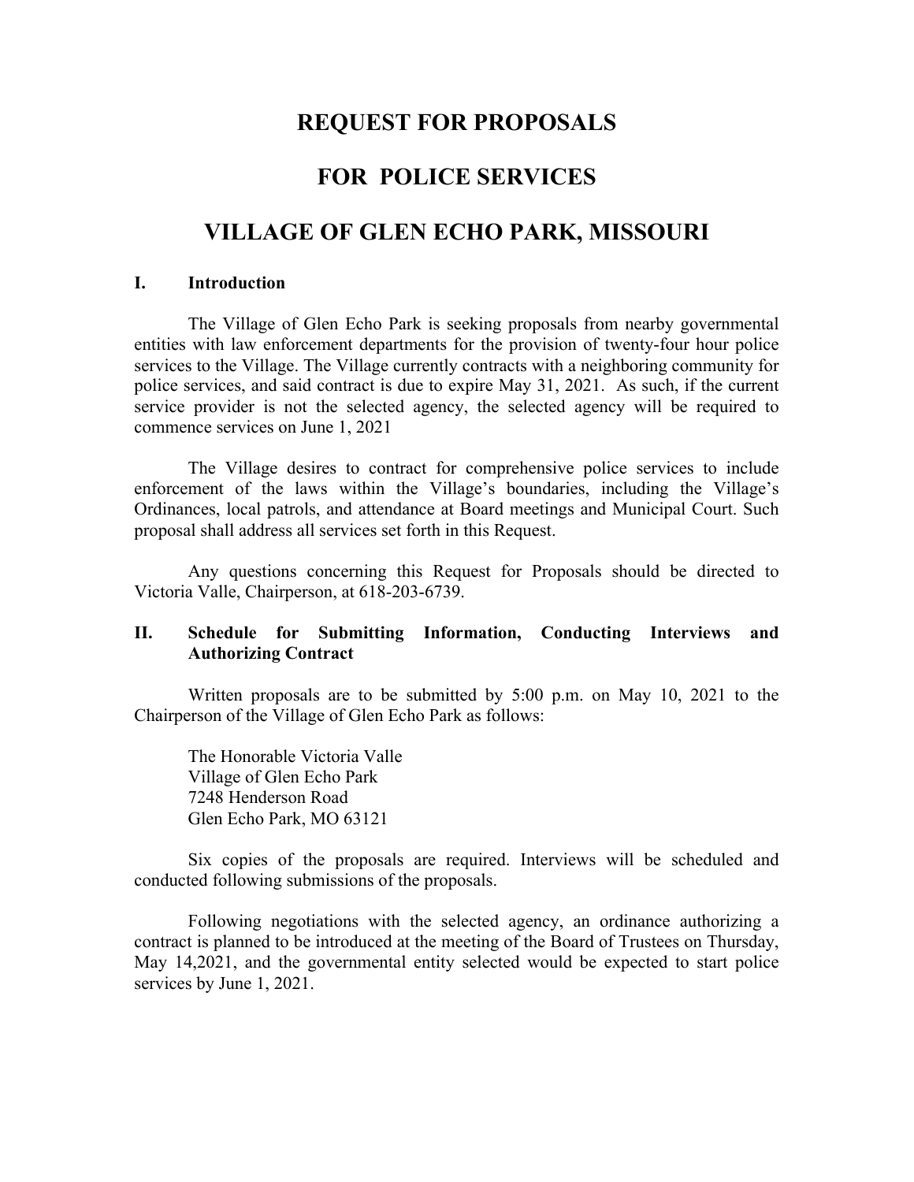# REQUEST FOR PROPOSALS

# FOR POLICE SERVICES

# VILLAGE OF GLEN ECHO PARK, MISSOURI

## I. Introduction

The Village of Glen Echo Park is seeking proposals from nearby governmental entities with law enforcement departments for the provision of twenty-four hour police services to the Village. The Village currently contracts with a neighboring community for police services, and said contract is due to expire May 31, 2021. As such, if the current service provider is not the selected agency, the selected agency will be required to commence services on June 1, 2021

The Village desires to contract for comprehensive police services to include enforcement of the laws within the Village's boundaries, including the Village's Ordinances, local patrols, and attendance at Board meetings and Municipal Court. Such proposal shall address all services set forth in this Request.

Any questions concerning this Request for Proposals should be directed to Victoria Valle, Chairperson, at 618-203-6739.

## II. Schedule for Submitting Information, Conducting Interviews and Authorizing Contract

Written proposals are to be submitted by 5:00 p.m. on May 10, 2021 to the Chairperson of the Village of Glen Echo Park as follows:

The Honorable Victoria Valle
Village of Glen Echo Park
7248 Henderson Road
Glen Echo Park, MO 63121

Six copies of the proposals are required. Interviews will be scheduled and conducted following submissions of the proposals.

Following negotiations with the selected agency, an ordinance authorizing a contract is planned to be introduced at the meeting of the Board of Trustees on Thursday, May 14,2021, and the governmental entity selected would be expected to start police services by June 1, 2021.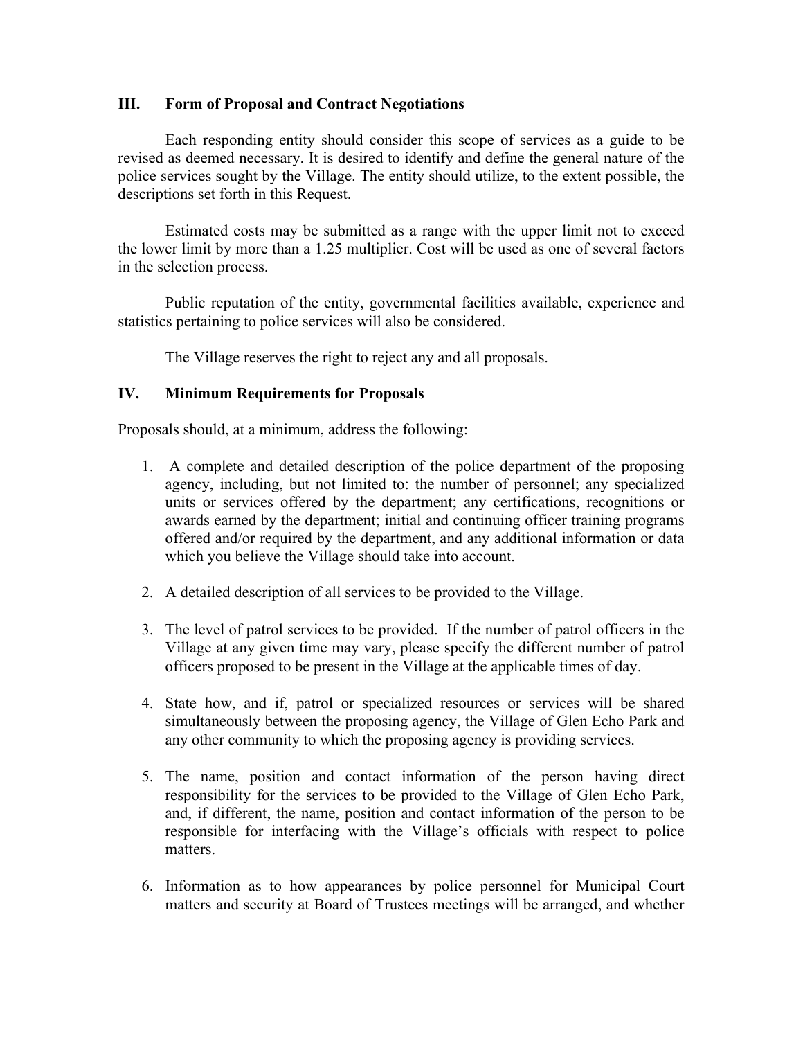## III. Form of Proposal and Contract Negotiations

Each responding entity should consider this scope of services as a guide to be revised as deemed necessary. It is desired to identify and define the general nature of the police services sought by the Village. The entity should utilize, to the extent possible, the descriptions set forth in this Request.

Estimated costs may be submitted as a range with the upper limit not to exceed the lower limit by more than a 1.25 multiplier. Cost will be used as one of several factors in the selection process.

Public reputation of the entity, governmental facilities available, experience and statistics pertaining to police services will also be considered.

The Village reserves the right to reject any and all proposals.

## IV. Minimum Requirements for Proposals

Proposals should, at a minimum, address the following:

1. A complete and detailed description of the police department of the proposing agency, including, but not limited to: the number of personnel; any specialized units or services offered by the department; any certifications, recognitions or awards earned by the department; initial and continuing officer training programs offered and/or required by the department, and any additional information or data which you believe the Village should take into account.

2. A detailed description of all services to be provided to the Village.

3. The level of patrol services to be provided. If the number of patrol officers in the Village at any given time may vary, please specify the different number of patrol officers proposed to be present in the Village at the applicable times of day.

4. State how, and if, patrol or specialized resources or services will be shared simultaneously between the proposing agency, the Village of Glen Echo Park and any other community to which the proposing agency is providing services.

5. The name, position and contact information of the person having direct responsibility for the services to be provided to the Village of Glen Echo Park, and, if different, the name, position and contact information of the person to be responsible for interfacing with the Village's officials with respect to police matters.

6. Information as to how appearances by police personnel for Municipal Court matters and security at Board of Trustees meetings will be arranged, and whether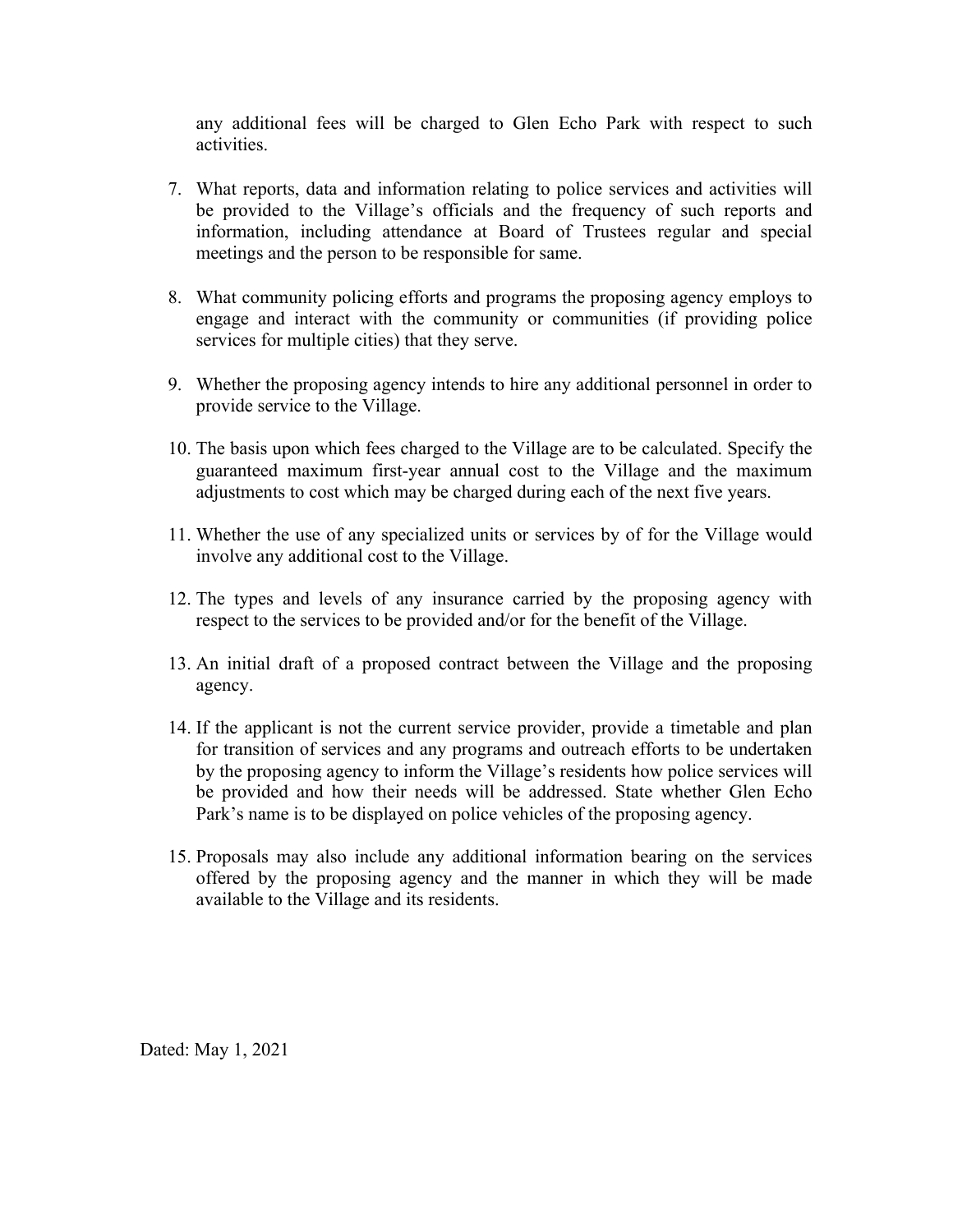any additional fees will be charged to Glen Echo Park with respect to such activities.

7. What reports, data and information relating to police services and activities will be provided to the Village's officials and the frequency of such reports and information, including attendance at Board of Trustees regular and special meetings and the person to be responsible for same.

8. What community policing efforts and programs the proposing agency employs to engage and interact with the community or communities (if providing police services for multiple cities) that they serve.

9. Whether the proposing agency intends to hire any additional personnel in order to provide service to the Village.

10. The basis upon which fees charged to the Village are to be calculated. Specify the guaranteed maximum first-year annual cost to the Village and the maximum adjustments to cost which may be charged during each of the next five years.

11. Whether the use of any specialized units or services by of for the Village would involve any additional cost to the Village.

12. The types and levels of any insurance carried by the proposing agency with respect to the services to be provided and/or for the benefit of the Village.

13. An initial draft of a proposed contract between the Village and the proposing agency.

14. If the applicant is not the current service provider, provide a timetable and plan for transition of services and any programs and outreach efforts to be undertaken by the proposing agency to inform the Village's residents how police services will be provided and how their needs will be addressed. State whether Glen Echo Park's name is to be displayed on police vehicles of the proposing agency.

15. Proposals may also include any additional information bearing on the services offered by the proposing agency and the manner in which they will be made available to the Village and its residents.

Dated: May 1, 2021